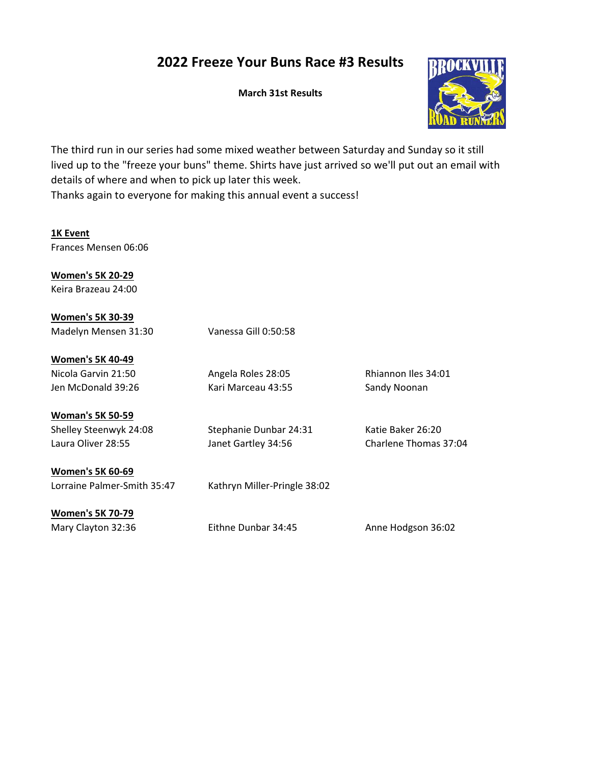# 2022 Freeze Your Buns Race #3 Results

**March 31st Results**

The third run in our series had some mixed weather between Saturday and Sunday so it still lived up to the "freeze your buns" theme. Shirts have just arrived so we'll put out an email with details of where and when to pick up later this week.
Thanks again to everyone for making this annual event a success!

**1K Event**

Frances Mensen 06:06

**Women's 5K 20-29**

Keira Brazeau 24:00

**Women's 5K 30-39**

Madelyn Mensen 31:30
Vanessa Gill 0:50:58

**Women's 5K 40-49**

Nicola Garvin 21:50
Angela Roles 28:05
Rhiannon Iles 34:01
Jen McDonald 39:26
Kari Marceau 43:55
Sandy Noonan

**Woman's 5K 50-59**

Shelley Steenwyk 24:08
Stephanie Dunbar 24:31
Katie Baker 26:20
Laura Oliver 28:55
Janet Gartley 34:56
Charlene Thomas 37:04

**Women's 5K 60-69**

Lorraine Palmer-Smith 35:47
Kathryn Miller-Pringle 38:02

**Women's 5K 70-79**

Mary Clayton 32:36
Eithne Dunbar 34:45
Anne Hodgson 36:02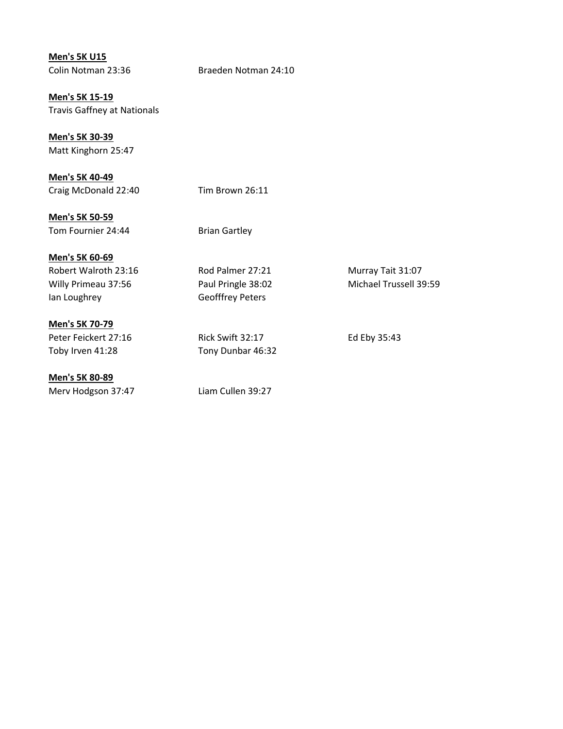**Men's 5K U15**

Colin Notman 23:36
Braeden Notman 24:10

**Men's 5K 15-19**

Travis Gaffney at Nationals

**Men's 5K 30-39**

Matt Kinghorn 25:47

**Men's 5K 40-49**

Craig McDonald 22:40
Tim Brown 26:11

**Men's 5K 50-59**

Tom Fournier 24:44
Brian Gartley

**Men's 5K 60-69**

Robert Walroth 23:16
Rod Palmer 27:21
Murray Tait 31:07
Willy Primeau 37:56
Paul Pringle 38:02
Michael Trussell 39:59
Ian Loughrey
Geofffrey Peters

**Men's 5K 70-79**

Peter Feickert 27:16
Rick Swift 32:17
Ed Eby 35:43
Toby Irven 41:28
Tony Dunbar 46:32

**Men's 5K 80-89**

Merv Hodgson 37:47
Liam Cullen 39:27